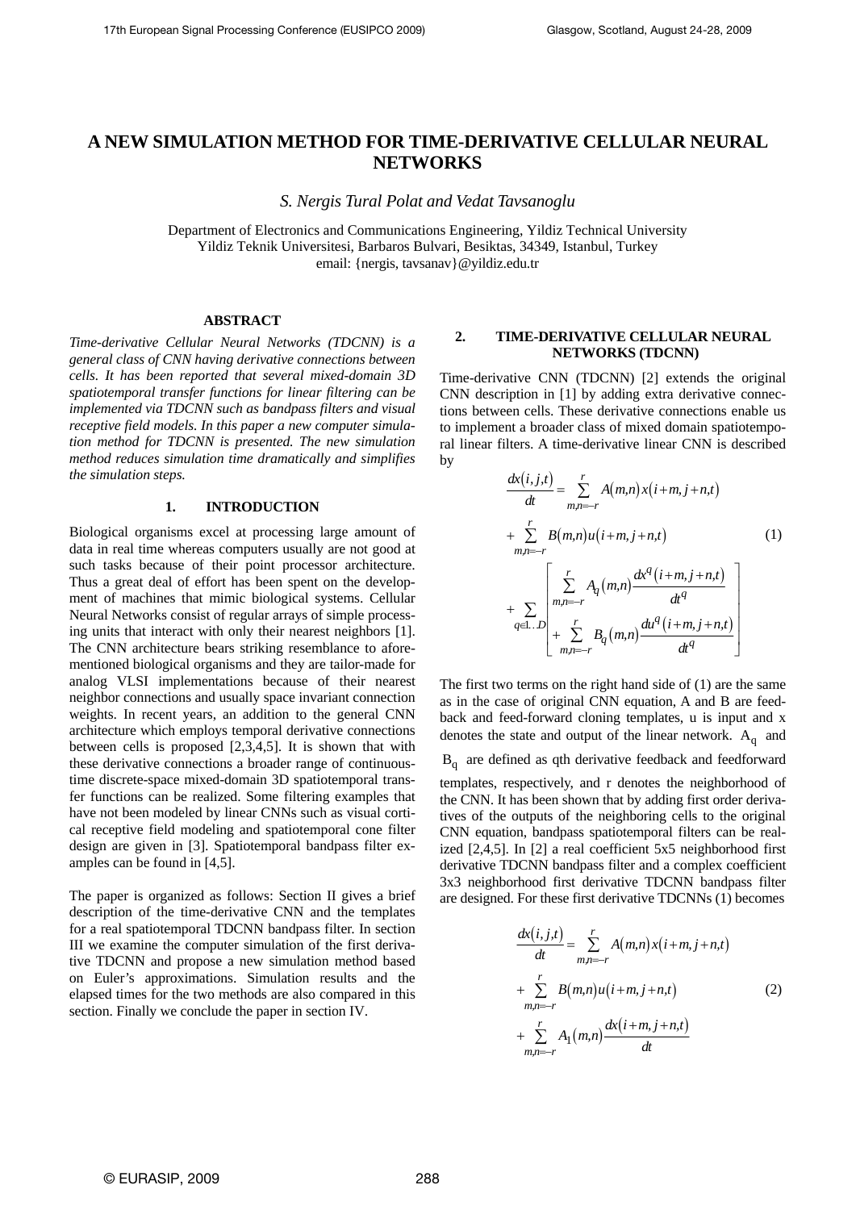# A NEW SIMULATION METHOD FOR TIME-DERIVATIVE CELLULAR NEURAL NETWORKS

*S. Nergis Tural Polat and Vedat Tavsanoglu*

Department of Electronics and Communications Engineering, Yildiz Technical University
Yildiz Teknik Universitesi, Barbaros Bulvari, Besiktas, 34349, Istanbul, Turkey
email: {nergis, tavsanav}@yildiz.edu.tr

## ABSTRACT

*Time-derivative Cellular Neural Networks (TDCNN) is a general class of CNN having derivative connections between cells. It has been reported that several mixed-domain 3D spatiotemporal transfer functions for linear filtering can be implemented via TDCNN such as bandpass filters and visual receptive field models. In this paper a new computer simulation method for TDCNN is presented. The new simulation method reduces simulation time dramatically and simplifies the simulation steps.*

## 1. INTRODUCTION

Biological organisms excel at processing large amount of data in real time whereas computers usually are not good at such tasks because of their point processor architecture. Thus a great deal of effort has been spent on the development of machines that mimic biological systems. Cellular Neural Networks consist of regular arrays of simple processing units that interact with only their nearest neighbors [1]. The CNN architecture bears striking resemblance to aforementioned biological organisms and they are tailor-made for analog VLSI implementations because of their nearest neighbor connections and usually space invariant connection weights. In recent years, an addition to the general CNN architecture which employs temporal derivative connections between cells is proposed [2,3,4,5]. It is shown that with these derivative connections a broader range of continuous-time discrete-space mixed-domain 3D spatiotemporal transfer functions can be realized. Some filtering examples that have not been modeled by linear CNNs such as visual cortical receptive field modeling and spatiotemporal cone filter design are given in [3]. Spatiotemporal bandpass filter examples can be found in [4,5].

The paper is organized as follows: Section II gives a brief description of the time-derivative CNN and the templates for a real spatiotemporal TDCNN bandpass filter. In section III we examine the computer simulation of the first derivative TDCNN and propose a new simulation method based on Euler's approximations. Simulation results and the elapsed times for the two methods are also compared in this section. Finally we conclude the paper in section IV.

## 2. TIME-DERIVATIVE CELLULAR NEURAL NETWORKS (TDCNN)

Time-derivative CNN (TDCNN) [2] extends the original CNN description in [1] by adding extra derivative connections between cells. These derivative connections enable us to implement a broader class of mixed domain spatiotemporal linear filters. A time-derivative linear CNN is described by

$$
\begin{aligned}
\frac{dx(i,j,t)}{dt} &= \sum_{m,n=-r}^{r} A(m,n)\,x(i+m,j+n,t) \\
&+ \sum_{m,n=-r}^{r} B(m,n)\,u(i+m,j+n,t) \\
&+ \sum_{q\in 1..D} \left[ \sum_{m,n=-r}^{r} A_q(m,n)\frac{dx^q(i+m,j+n,t)}{dt^q} + \sum_{m,n=-r}^{r} B_q(m,n)\frac{du^q(i+m,j+n,t)}{dt^q} \right]
\end{aligned}
\tag{1}
$$

The first two terms on the right hand side of (1) are the same as in the case of original CNN equation, A and B are feedback and feed-forward cloning templates, u is input and x denotes the state and output of the linear network. $A_q$ and $B_q$ are defined as qth derivative feedback and feedforward templates, respectively, and r denotes the neighborhood of the CNN. It has been shown that by adding first order derivatives of the outputs of the neighboring cells to the original CNN equation, bandpass spatiotemporal filters can be realized [2,4,5]. In [2] a real coefficient 5x5 neighborhood first derivative TDCNN bandpass filter and a complex coefficient 3x3 neighborhood first derivative TDCNN bandpass filter are designed. For these first derivative TDCNNs (1) becomes

$$
\begin{aligned}
\frac{dx(i,j,t)}{dt} &= \sum_{m,n=-r}^{r} A(m,n)\,x(i+m,j+n,t) \\
&+ \sum_{m,n=-r}^{r} B(m,n)\,u(i+m,j+n,t) \\
&+ \sum_{m,n=-r}^{r} A_1(m,n)\frac{dx(i+m,j+n,t)}{dt}
\end{aligned}
\tag{2}
$$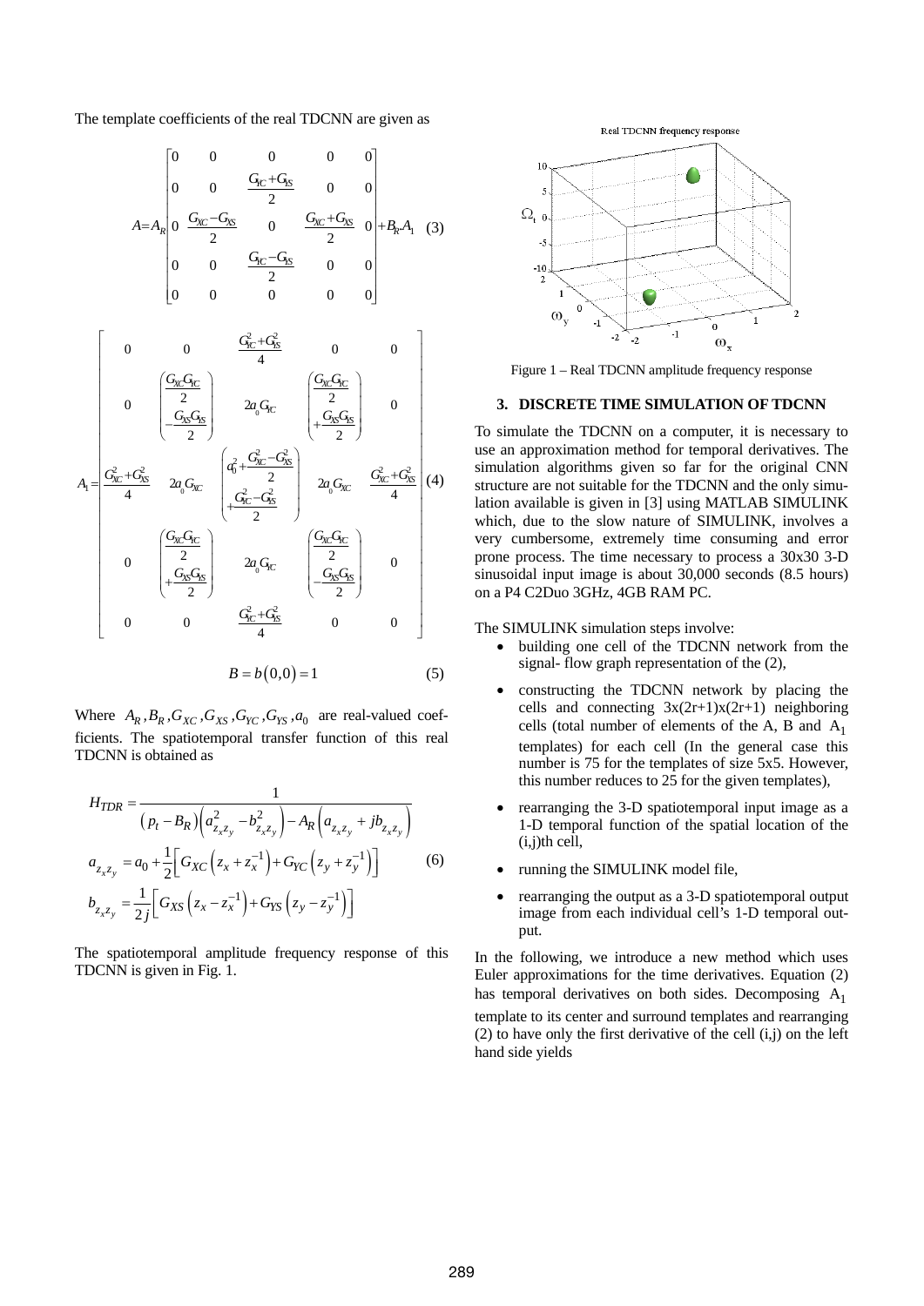The template coefficients of the real TDCNN are given as

$$A = A_R \begin{bmatrix} 0 & 0 & 0 & 0 & 0 \\ 0 & 0 & \frac{G_{YC}+G_{YS}}{2} & 0 & 0 \\ 0 & \frac{G_{XC}-G_{XS}}{2} & 0 & \frac{G_{XC}+G_{XS}}{2} & 0 \\ 0 & 0 & \frac{G_{YC}-G_{YS}}{2} & 0 & 0 \\ 0 & 0 & 0 & 0 & 0 \end{bmatrix} + B_R A_1 \quad (3)$$

$$A_1 = \begin{bmatrix} 0 & 0 & \frac{G_{YC}^2+G_{YS}^2}{4} & 0 & 0 \\ 0 & \left(\frac{G_{XC}G_{YC}}{2} - \frac{G_{XS}G_{YS}}{2}\right) & 2a_0 G_{YC} & \left(\frac{G_{XC}G_{YC}}{2} + \frac{G_{XS}G_{YS}}{2}\right) & 0 \\ \frac{G_{XC}^2+G_{XS}^2}{4} & 2a_0 G_{XC} & \left(a_0^2 + \frac{G_{XC}^2-G_{XS}^2}{2} + \frac{G_{YC}^2-G_{YS}^2}{2}\right) & 2a_0 G_{XC} & \frac{G_{XC}^2+G_{XS}^2}{4} \\ 0 & \left(\frac{G_{XC}G_{YC}}{2} + \frac{G_{XS}G_{YS}}{2}\right) & 2a_0 G_{YC} & \left(\frac{G_{XC}G_{YC}}{2} - \frac{G_{XS}G_{YS}}{2}\right) & 0 \\ 0 & 0 & \frac{G_{YC}^2+G_{YS}^2}{4} & 0 & 0 \end{bmatrix} \quad (4)$$

$$B = b(0,0) = 1 \quad (5)$$

Where $A_R, B_R, G_{XC}, G_{XS}, G_{YC}, G_{YS}, a_0$ are real-valued coefficients. The spatiotemporal transfer function of this real TDCNN is obtained as

$$H_{TDR} = \frac{1}{(p_t - B_R)\left(a_{z_x z_y}^2 - b_{z_x z_y}^2\right) - A_R\left(a_{z_x z_y} + j b_{z_x z_y}\right)}$$
$$a_{z_x z_y} = a_0 + \frac{1}{2}\left[G_{XC}\left(z_x + z_x^{-1}\right) + G_{YC}\left(z_y + z_y^{-1}\right)\right] \quad (6)$$
$$b_{z_x z_y} = \frac{1}{2j}\left[G_{XS}\left(z_x - z_x^{-1}\right) + G_{YS}\left(z_y - z_y^{-1}\right)\right]$$

The spatiotemporal amplitude frequency response of this TDCNN is given in Fig. 1.

Figure 1 – Real TDCNN amplitude frequency response

## 3. DISCRETE TIME SIMULATION OF TDCNN

To simulate the TDCNN on a computer, it is necessary to use an approximation method for temporal derivatives. The simulation algorithms given so far for the original CNN structure are not suitable for the TDCNN and the only simulation available is given in [3] using MATLAB SIMULINK which, due to the slow nature of SIMULINK, involves a very cumbersome, extremely time consuming and error prone process. The time necessary to process a 30x30 3-D sinusoidal input image is about 30,000 seconds (8.5 hours) on a P4 C2Duo 3GHz, 4GB RAM PC.

The SIMULINK simulation steps involve:

- building one cell of the TDCNN network from the signal- flow graph representation of the (2),
- constructing the TDCNN network by placing the cells and connecting 3x(2r+1)x(2r+1) neighboring cells (total number of elements of the A, B and $A_1$ templates) for each cell (In the general case this number is 75 for the templates of size 5x5. However, this number reduces to 25 for the given templates),
- rearranging the 3-D spatiotemporal input image as a 1-D temporal function of the spatial location of the (i,j)th cell,
- running the SIMULINK model file,
- rearranging the output as a 3-D spatiotemporal output image from each individual cell's 1-D temporal output.

In the following, we introduce a new method which uses Euler approximations for the time derivatives. Equation (2) has temporal derivatives on both sides. Decomposing $A_1$ template to its center and surround templates and rearranging (2) to have only the first derivative of the cell (i,j) on the left hand side yields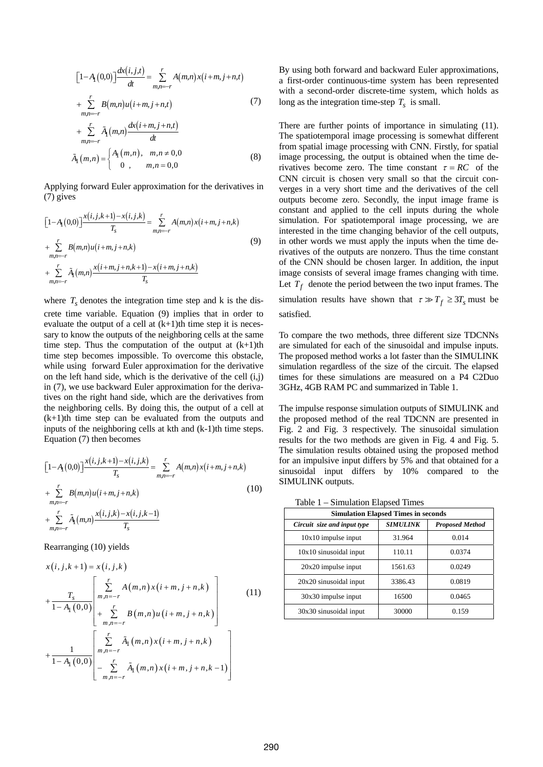$$\left[1-A_1(0,0)\right]\frac{dx(i,j,t)}{dt} = \sum_{m,n=-r}^{r} A(m,n)x(i+m,j+n,t) + \sum_{m,n=-r}^{r} B(m,n)u(i+m,j+n,t) + \sum_{m,n=-r}^{r} \tilde{A}_1(m,n)\frac{dx(i+m,j+n,t)}{dt} \tag{7}$$

$$\tilde{A}_1(m,n) = \begin{cases} A_1(m,n), & m,n \neq 0,0 \\ 0, & m,n = 0,0 \end{cases} \tag{8}$$

Applying forward Euler approximation for the derivatives in (7) gives

$$\left[1-A_1(0,0)\right]\frac{x(i,j,k+1)-x(i,j,k)}{T_s} = \sum_{m,n=-r}^{r} A(m,n)x(i+m,j+n,k) + \sum_{m,n=-r}^{r} B(m,n)u(i+m,j+n,k) + \sum_{m,n=-r}^{r} \tilde{A}_1(m,n)\frac{x(i+m,j+n,k+1)-x(i+m,j+n,k)}{T_s} \tag{9}$$

where $T_s$ denotes the integration time step and k is the discrete time variable. Equation (9) implies that in order to evaluate the output of a cell at (k+1)th time step it is necessary to know the outputs of the neighboring cells at the same time step. Thus the computation of the output at (k+1)th time step becomes impossible. To overcome this obstacle, while using forward Euler approximation for the derivative on the left hand side, which is the derivative of the cell (i,j) in (7), we use backward Euler approximation for the derivatives on the right hand side, which are the derivatives from the neighboring cells. By doing this, the output of a cell at (k+1)th time step can be evaluated from the outputs and inputs of the neighboring cells at kth and (k-1)th time steps. Equation (7) then becomes

$$\left[1-A_1(0,0)\right]\frac{x(i,j,k+1)-x(i,j,k)}{T_s} = \sum_{m,n=-r}^{r} A(m,n)x(i+m,j+n,k) + \sum_{m,n=-r}^{r} B(m,n)u(i+m,j+n,k) + \sum_{m,n=-r}^{r} \tilde{A}_1(m,n)\frac{x(i,j,k)-x(i,j,k-1)}{T_s} \tag{10}$$

Rearranging (10) yields

$$x(i,j,k+1) = x(i,j,k) + \frac{T_s}{1-A_1(0,0)}\left[\sum_{m,n=-r}^{r} A(m,n)x(i+m,j+n,k) + \sum_{m,n=-r}^{r} B(m,n)u(i+m,j+n,k)\right] + \frac{1}{1-A_1(0,0)}\left[\sum_{m,n=-r}^{r} \tilde{A}_1(m,n)x(i+m,j+n,k) - \sum_{m,n=-r}^{r} \tilde{A}_1(m,n)x(i+m,j+n,k-1)\right] \tag{11}$$

By using both forward and backward Euler approximations, a first-order continuous-time system has been represented with a second-order discrete-time system, which holds as long as the integration time-step $T_s$ is small.

There are further points of importance in simulating (11). The spatiotemporal image processing is somewhat different from spatial image processing with CNN. Firstly, for spatial image processing, the output is obtained when the time derivatives become zero. The time constant $\tau = RC$ of the CNN circuit is chosen very small so that the circuit converges in a very short time and the derivatives of the cell outputs become zero. Secondly, the input image frame is constant and applied to the cell inputs during the whole simulation. For spatiotemporal image processing, we are interested in the time changing behavior of the cell outputs, in other words we must apply the inputs when the time derivatives of the outputs are nonzero. Thus the time constant of the CNN should be chosen larger. In addition, the input image consists of several image frames changing with time. Let $T_f$ denote the period between the two input frames. The simulation results have shown that $\tau \gg T_f \geq 3T_s$ must be satisfied.

To compare the two methods, three different size TDCNNs are simulated for each of the sinusoidal and impulse inputs. The proposed method works a lot faster than the SIMULINK simulation regardless of the size of the circuit. The elapsed times for these simulations are measured on a P4 C2Duo 3GHz, 4GB RAM PC and summarized in Table 1.

The impulse response simulation outputs of SIMULINK and the proposed method of the real TDCNN are presented in Fig. 2 and Fig. 3 respectively. The sinusoidal simulation results for the two methods are given in Fig. 4 and Fig. 5. The simulation results obtained using the proposed method for an impulsive input differs by 5% and that obtained for a sinusoidal input differs by 10% compared to the SIMULINK outputs.

Table 1 – Simulation Elapsed Times

| **Simulation Elapsed Times in seconds** | | |
|---|---|---|
| ***Circuit size and input type*** | ***SIMULINK*** | ***Proposed Method*** |
| 10x10 impulse input | 31.964 | 0.014 |
| 10x10 sinusoidal input | 110.11 | 0.0374 |
| 20x20 impulse input | 1561.63 | 0.0249 |
| 20x20 sinusoidal input | 3386.43 | 0.0819 |
| 30x30 impulse input | 16500 | 0.0465 |
| 30x30 sinusoidal input | 30000 | 0.159 |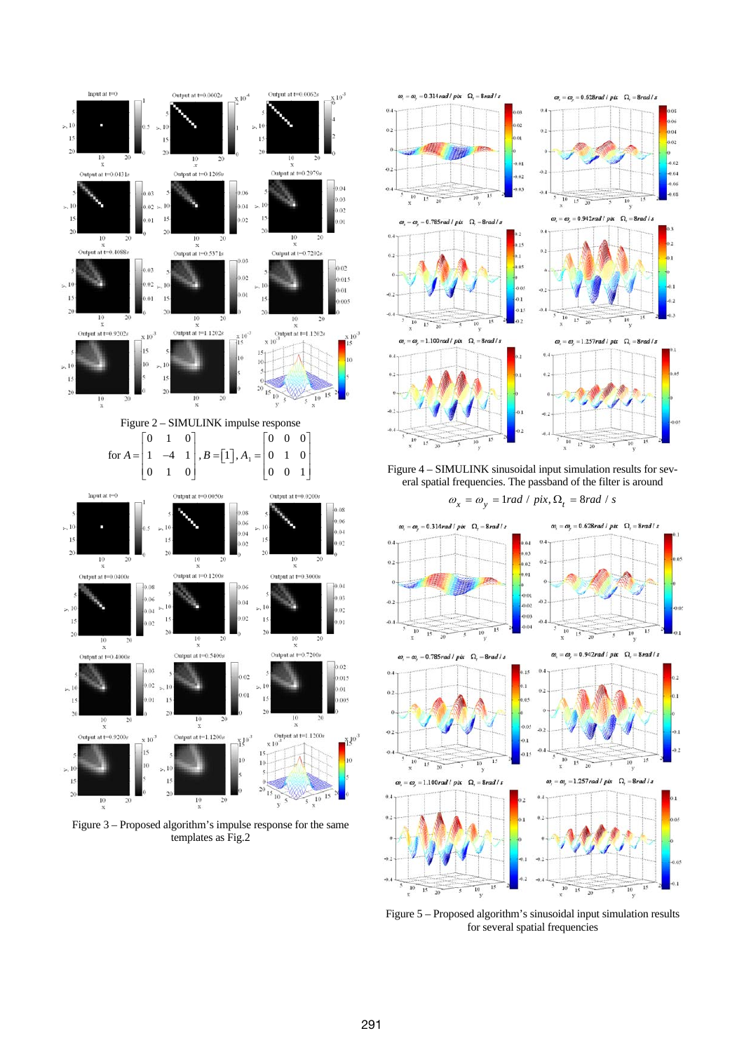Figure 2 – SIMULINK impulse response

$$\text{for } A = \begin{bmatrix} 0 & 1 & 0 \\ 1 & -4 & 1 \\ 0 & 1 & 0 \end{bmatrix}, B = [1], A_1 = \begin{bmatrix} 0 & 0 & 0 \\ 0 & 1 & 0 \\ 0 & 0 & 1 \end{bmatrix}$$

Figure 3 – Proposed algorithm's impulse response for the same templates as Fig.2

Figure 4 – SIMULINK sinusoidal input simulation results for several spatial frequencies. The passband of the filter is around

$$\omega_x = \omega_y = 1 rad \,/\, pix, \Omega_t = 8 rad \,/\, s$$

Figure 5 – Proposed algorithm's sinusoidal input simulation results for several spatial frequencies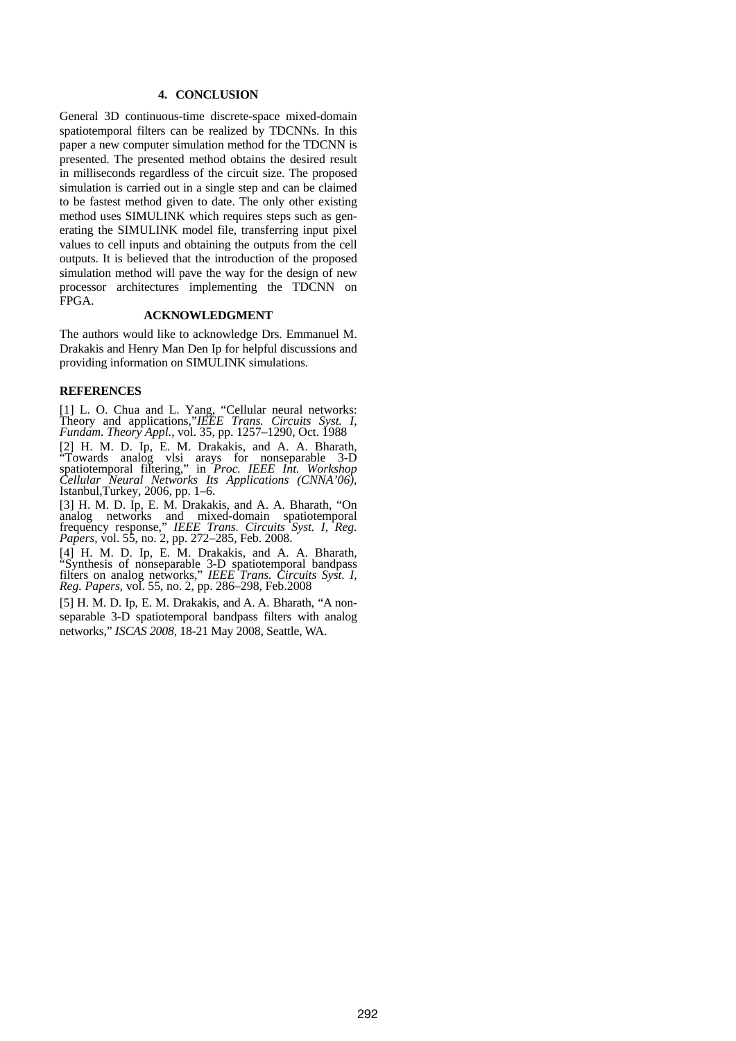## 4. CONCLUSION

General 3D continuous-time discrete-space mixed-domain spatiotemporal filters can be realized by TDCNNs. In this paper a new computer simulation method for the TDCNN is presented. The presented method obtains the desired result in milliseconds regardless of the circuit size. The proposed simulation is carried out in a single step and can be claimed to be fastest method given to date. The only other existing method uses SIMULINK which requires steps such as generating the SIMULINK model file, transferring input pixel values to cell inputs and obtaining the outputs from the cell outputs. It is believed that the introduction of the proposed simulation method will pave the way for the design of new processor architectures implementing the TDCNN on FPGA.

## ACKNOWLEDGMENT

The authors would like to acknowledge Drs. Emmanuel M. Drakakis and Henry Man Den Ip for helpful discussions and providing information on SIMULINK simulations.

## REFERENCES

[1] L. O. Chua and L. Yang, "Cellular neural networks: Theory and applications,"*IEEE Trans. Circuits Syst. I, Fundam. Theory Appl.*, vol. 35, pp. 1257–1290, Oct. 1988

[2] H. M. D. Ip, E. M. Drakakis, and A. A. Bharath, "Towards analog vlsi arays for nonseparable 3-D spatiotemporal filtering," in *Proc. IEEE Int. Workshop Cellular Neural Networks Its Applications (CNNA'06)*, Istanbul,Turkey, 2006, pp. 1–6.

[3] H. M. D. Ip, E. M. Drakakis, and A. A. Bharath, "On analog networks and mixed-domain spatiotemporal frequency response," *IEEE Trans. Circuits Syst. I, Reg. Papers*, vol. 55, no. 2, pp. 272–285, Feb. 2008.

[4] H. M. D. Ip, E. M. Drakakis, and A. A. Bharath, "Synthesis of nonseparable 3-D spatiotemporal bandpass filters on analog networks," *IEEE Trans. Circuits Syst. I, Reg. Papers*, vol. 55, no. 2, pp. 286–298, Feb.2008

[5] H. M. D. Ip, E. M. Drakakis, and A. A. Bharath, "A non-separable 3-D spatiotemporal bandpass filters with analog networks," *ISCAS 2008*, 18-21 May 2008, Seattle, WA.